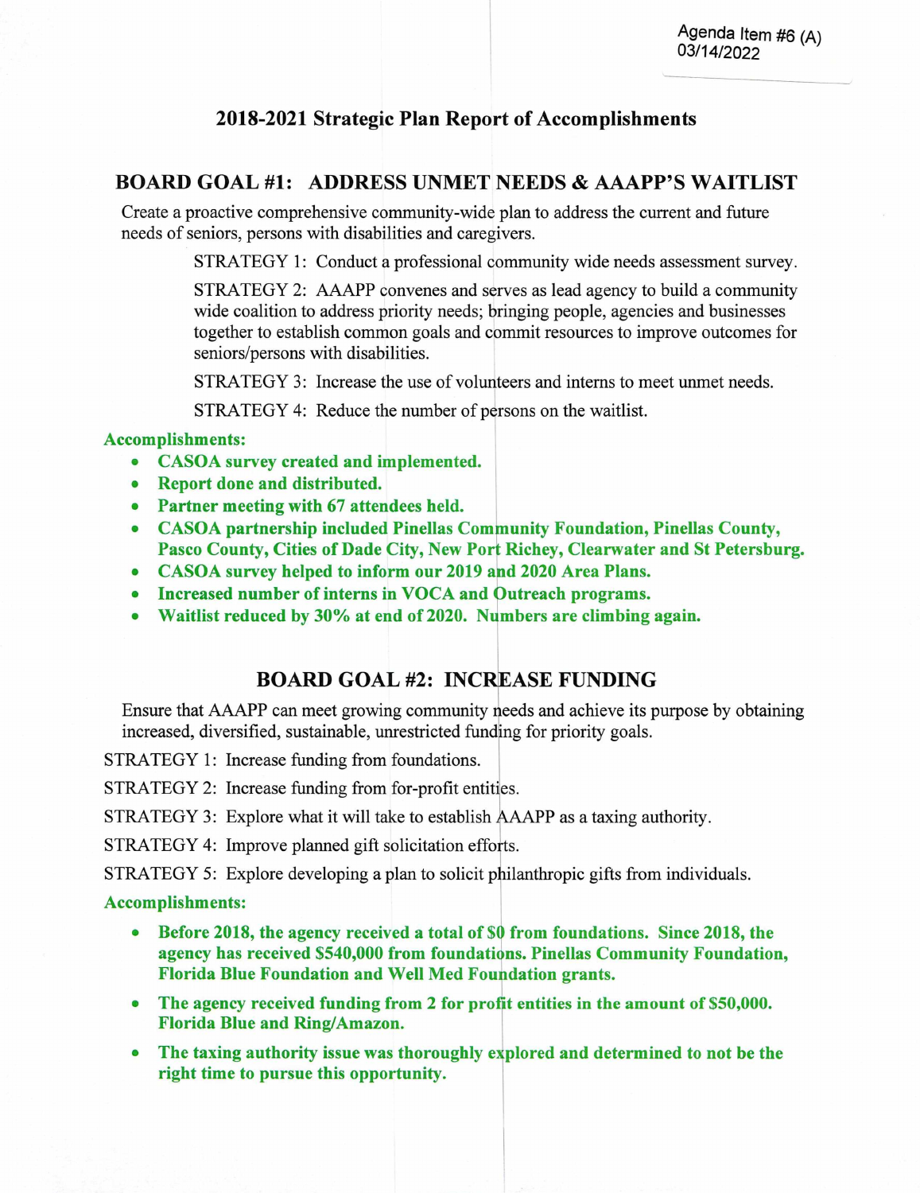Agenda Item #6 (A)
03/14/2022

# 2018-2021 Strategic Plan Report of Accomplishments

## BOARD GOAL #1: ADDRESS UNMET NEEDS & AAAPP'S WAITLIST

Create a proactive comprehensive community-wide plan to address the current and future needs of seniors, persons with disabilities and caregivers.

STRATEGY 1: Conduct a professional community wide needs assessment survey.

STRATEGY 2: AAAPP convenes and serves as lead agency to build a community wide coalition to address priority needs; bringing people, agencies and businesses together to establish common goals and commit resources to improve outcomes for seniors/persons with disabilities.

STRATEGY 3: Increase the use of volunteers and interns to meet unmet needs.

STRATEGY 4: Reduce the number of persons on the waitlist.

**Accomplishments:**

- **CASOA survey created and implemented.**
- **Report done and distributed.**
- **Partner meeting with 67 attendees held.**
- **CASOA partnership included Pinellas Community Foundation, Pinellas County, Pasco County, Cities of Dade City, New Port Richey, Clearwater and St Petersburg.**
- **CASOA survey helped to inform our 2019 and 2020 Area Plans.**
- **Increased number of interns in VOCA and Outreach programs.**
- **Waitlist reduced by 30% at end of 2020. Numbers are climbing again.**

## BOARD GOAL #2: INCREASE FUNDING

Ensure that AAAPP can meet growing community needs and achieve its purpose by obtaining increased, diversified, sustainable, unrestricted funding for priority goals.

STRATEGY 1: Increase funding from foundations.

STRATEGY 2: Increase funding from for-profit entities.

STRATEGY 3: Explore what it will take to establish AAAPP as a taxing authority.

STRATEGY 4: Improve planned gift solicitation efforts.

STRATEGY 5: Explore developing a plan to solicit philanthropic gifts from individuals.

**Accomplishments:**

- **Before 2018, the agency received a total of $0 from foundations. Since 2018, the agency has received $540,000 from foundations. Pinellas Community Foundation, Florida Blue Foundation and Well Med Foundation grants.**
- **The agency received funding from 2 for profit entities in the amount of $50,000. Florida Blue and Ring/Amazon.**
- **The taxing authority issue was thoroughly explored and determined to not be the right time to pursue this opportunity.**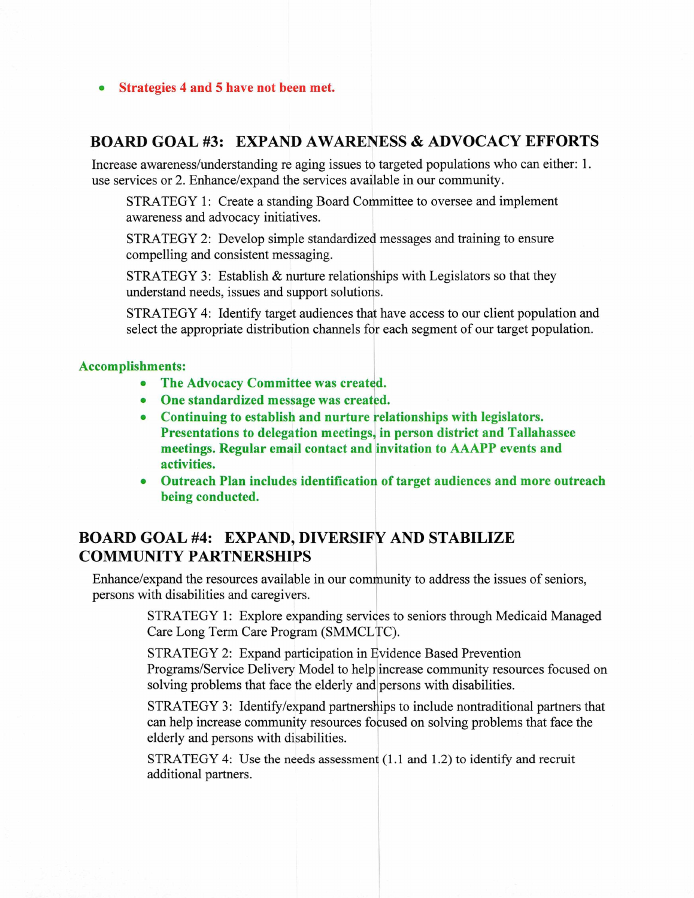- **Strategies 4 and 5 have not been met.**

## BOARD GOAL #3: EXPAND AWARENESS & ADVOCACY EFFORTS

Increase awareness/understanding re aging issues to targeted populations who can either: 1. use services or 2. Enhance/expand the services available in our community.

STRATEGY 1: Create a standing Board Committee to oversee and implement awareness and advocacy initiatives.

STRATEGY 2: Develop simple standardized messages and training to ensure compelling and consistent messaging.

STRATEGY 3: Establish & nurture relationships with Legislators so that they understand needs, issues and support solutions.

STRATEGY 4: Identify target audiences that have access to our client population and select the appropriate distribution channels for each segment of our target population.

**Accomplishments:**

- **The Advocacy Committee was created.**
- **One standardized message was created.**
- **Continuing to establish and nurture relationships with legislators. Presentations to delegation meetings, in person district and Tallahassee meetings. Regular email contact and invitation to AAAPP events and activities.**
- **Outreach Plan includes identification of target audiences and more outreach being conducted.**

## BOARD GOAL #4: EXPAND, DIVERSIFY AND STABILIZE COMMUNITY PARTNERSHIPS

Enhance/expand the resources available in our community to address the issues of seniors, persons with disabilities and caregivers.

STRATEGY 1: Explore expanding services to seniors through Medicaid Managed Care Long Term Care Program (SMMCLTC).

STRATEGY 2: Expand participation in Evidence Based Prevention Programs/Service Delivery Model to help increase community resources focused on solving problems that face the elderly and persons with disabilities.

STRATEGY 3: Identify/expand partnerships to include nontraditional partners that can help increase community resources focused on solving problems that face the elderly and persons with disabilities.

STRATEGY 4: Use the needs assessment (1.1 and 1.2) to identify and recruit additional partners.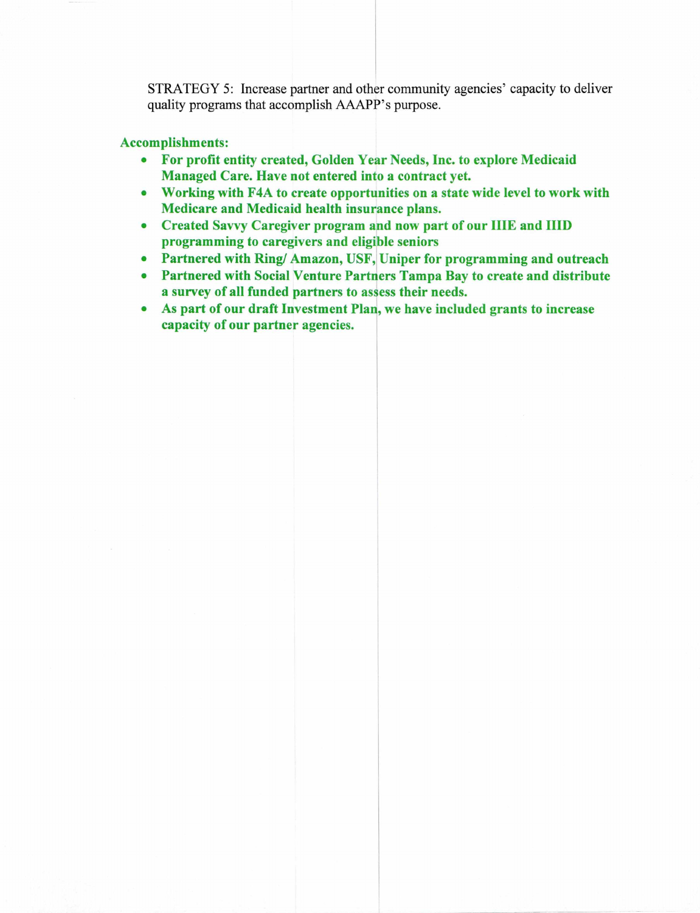STRATEGY 5: Increase partner and other community agencies' capacity to deliver quality programs that accomplish AAAPP's purpose.

**Accomplishments:**

- **For profit entity created, Golden Year Needs, Inc. to explore Medicaid Managed Care. Have not entered into a contract yet.**
- **Working with F4A to create opportunities on a state wide level to work with Medicare and Medicaid health insurance plans.**
- **Created Savvy Caregiver program and now part of our IIIE and IIID programming to caregivers and eligible seniors**
- **Partnered with Ring/ Amazon, USF, Uniper for programming and outreach**
- **Partnered with Social Venture Partners Tampa Bay to create and distribute a survey of all funded partners to assess their needs.**
- **As part of our draft Investment Plan, we have included grants to increase capacity of our partner agencies.**